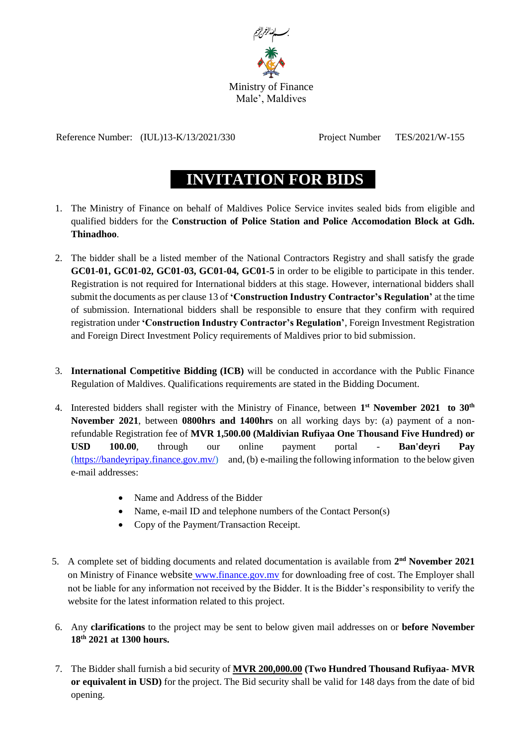بسم الله الرحمن الرحيم

Ministry of Finance
Male', Maldives

Reference Number: (IUL)13-K/13/2021/330 Project Number TES/2021/W-155

# INVITATION FOR BIDS

1. The Ministry of Finance on behalf of Maldives Police Service invites sealed bids from eligible and qualified bidders for the **Construction of Police Station and Police Accomodation Block at Gdh. Thinadhoo**.

2. The bidder shall be a listed member of the National Contractors Registry and shall satisfy the grade **GC01-01, GC01-02, GC01-03, GC01-04, GC01-5** in order to be eligible to participate in this tender. Registration is not required for International bidders at this stage. However, international bidders shall submit the documents as per clause 13 of **'Construction Industry Contractor's Regulation'** at the time of submission. International bidders shall be responsible to ensure that they confirm with required registration under **'Construction Industry Contractor's Regulation'**, Foreign Investment Registration and Foreign Direct Investment Policy requirements of Maldives prior to bid submission.

3. **International Competitive Bidding (ICB)** will be conducted in accordance with the Public Finance Regulation of Maldives. Qualifications requirements are stated in the Bidding Document.

4. Interested bidders shall register with the Ministry of Finance, between **1st November 2021 to 30th November 2021**, between **0800hrs and 1400hrs** on all working days by: (a) payment of a non-refundable Registration fee of **MVR 1,500.00 (Maldivian Rufiyaa One Thousand Five Hundred) or USD 100.00**, through our online payment portal - **Ban'deyri Pay** (https://bandeyripay.finance.gov.mv/) and, (b) e-mailing the following information to the below given e-mail addresses:
   - Name and Address of the Bidder
   - Name, e-mail ID and telephone numbers of the Contact Person(s)
   - Copy of the Payment/Transaction Receipt.

5. A complete set of bidding documents and related documentation is available from **2nd November 2021** on Ministry of Finance website www.finance.gov.mv for downloading free of cost. The Employer shall not be liable for any information not received by the Bidder. It is the Bidder's responsibility to verify the website for the latest information related to this project.

6. Any **clarifications** to the project may be sent to below given mail addresses on or **before November 18th 2021 at 1300 hours.**

7. The Bidder shall furnish a bid security of **MVR 200,000.00 (Two Hundred Thousand Rufiyaa- MVR or equivalent in USD)** for the project. The Bid security shall be valid for 148 days from the date of bid opening.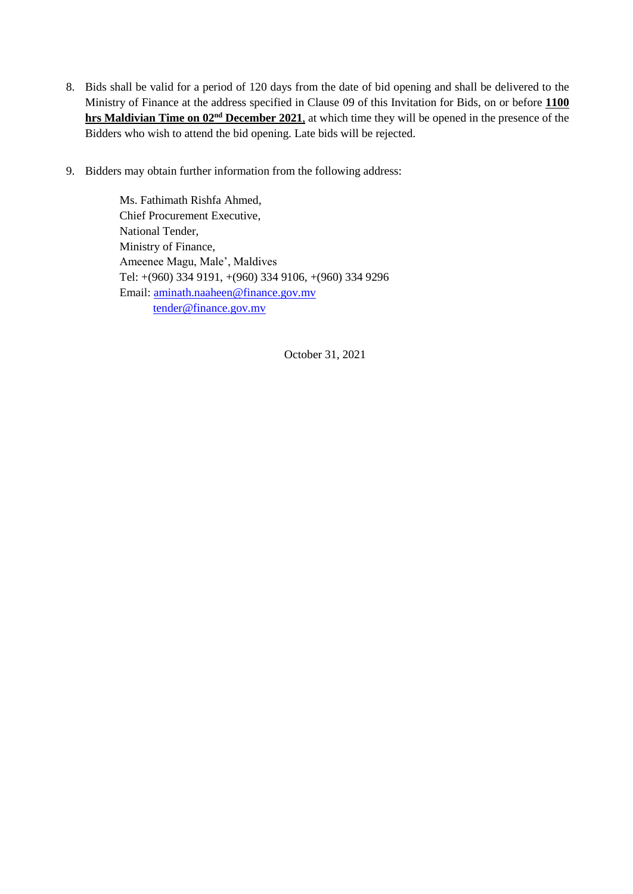8. Bids shall be valid for a period of 120 days from the date of bid opening and shall be delivered to the Ministry of Finance at the address specified in Clause 09 of this Invitation for Bids, on or before **1100 hrs Maldivian Time on 02nd December 2021**, at which time they will be opened in the presence of the Bidders who wish to attend the bid opening. Late bids will be rejected.

9. Bidders may obtain further information from the following address:

   Ms. Fathimath Rishfa Ahmed,
   Chief Procurement Executive,
   National Tender,
   Ministry of Finance,
   Ameenee Magu, Male', Maldives
   Tel: +(960) 334 9191, +(960) 334 9106, +(960) 334 9296
   Email: aminath.naaheen@finance.gov.mv
   tender@finance.gov.mv

October 31, 2021